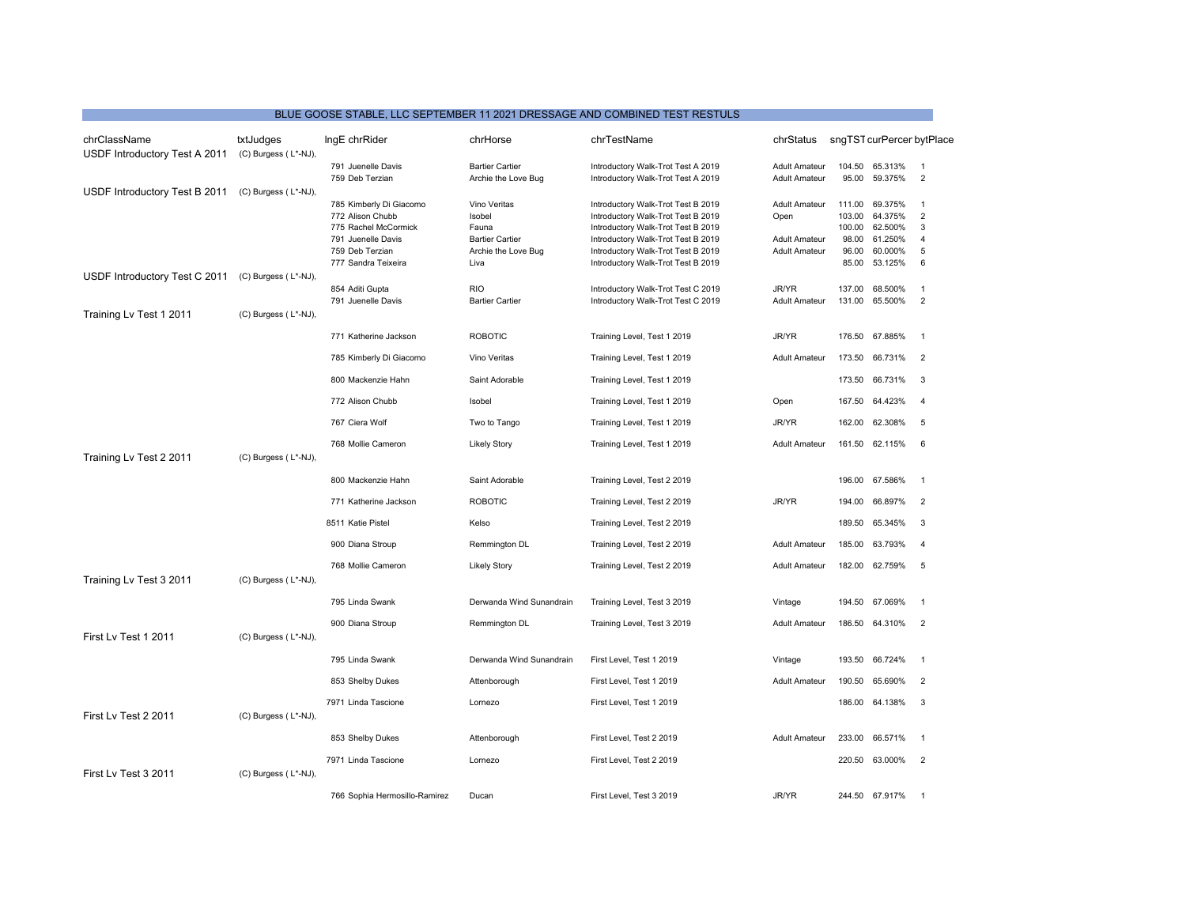## BLUE GOOSE STABLE, LLC SEPTEMBER 11 2021 DRESSAGE AND COMBINED TEST RESTULS

| chrClassName | txtJudges | lngE | chrRider | chrHorse | chrTestName | chrStatus | sngTST | curPercer | bytPlace |
|---|---|---|---|---|---|---|---|---|---|
| USDF Introductory Test A 2011 | (C) Burgess ( L*-NJ), | | | | | | | | |
| | | 791 | Juenelle Davis | Bartier Cartier | Introductory Walk-Trot Test A 2019 | Adult Amateur | 104.50 | 65.313% | 1 |
| | | 759 | Deb Terzian | Archie the Love Bug | Introductory Walk-Trot Test A 2019 | Adult Amateur | 95.00 | 59.375% | 2 |
| USDF Introductory Test B 2011 | (C) Burgess ( L*-NJ), | | | | | | | | |
| | | 785 | Kimberly Di Giacomo | Vino Veritas | Introductory Walk-Trot Test B 2019 | Adult Amateur | 111.00 | 69.375% | 1 |
| | | 772 | Alison Chubb | Isobel | Introductory Walk-Trot Test B 2019 | Open | 103.00 | 64.375% | 2 |
| | | 775 | Rachel McCormick | Fauna | Introductory Walk-Trot Test B 2019 | | 100.00 | 62.500% | 3 |
| | | 791 | Juenelle Davis | Bartier Cartier | Introductory Walk-Trot Test B 2019 | Adult Amateur | 98.00 | 61.250% | 4 |
| | | 759 | Deb Terzian | Archie the Love Bug | Introductory Walk-Trot Test B 2019 | Adult Amateur | 96.00 | 60.000% | 5 |
| | | 777 | Sandra Teixeira | Liva | Introductory Walk-Trot Test B 2019 | | 85.00 | 53.125% | 6 |
| USDF Introductory Test C 2011 | (C) Burgess ( L*-NJ), | | | | | | | | |
| | | 854 | Aditi Gupta | RIO | Introductory Walk-Trot Test C 2019 | JR/YR | 137.00 | 68.500% | 1 |
| | | 791 | Juenelle Davis | Bartier Cartier | Introductory Walk-Trot Test C 2019 | Adult Amateur | 131.00 | 65.500% | 2 |
| Training Lv Test 1 2011 | (C) Burgess ( L*-NJ), | | | | | | | | |
| | | 771 | Katherine Jackson | ROBOTIC | Training Level, Test 1 2019 | JR/YR | 176.50 | 67.885% | 1 |
| | | 785 | Kimberly Di Giacomo | Vino Veritas | Training Level, Test 1 2019 | Adult Amateur | 173.50 | 66.731% | 2 |
| | | 800 | Mackenzie Hahn | Saint Adorable | Training Level, Test 1 2019 | | 173.50 | 66.731% | 3 |
| | | 772 | Alison Chubb | Isobel | Training Level, Test 1 2019 | Open | 167.50 | 64.423% | 4 |
| | | 767 | Ciera Wolf | Two to Tango | Training Level, Test 1 2019 | JR/YR | 162.00 | 62.308% | 5 |
| | | 768 | Mollie Cameron | Likely Story | Training Level, Test 1 2019 | Adult Amateur | 161.50 | 62.115% | 6 |
| Training Lv Test 2 2011 | (C) Burgess ( L*-NJ), | | | | | | | | |
| | | 800 | Mackenzie Hahn | Saint Adorable | Training Level, Test 2 2019 | | 196.00 | 67.586% | 1 |
| | | 771 | Katherine Jackson | ROBOTIC | Training Level, Test 2 2019 | JR/YR | 194.00 | 66.897% | 2 |
| | | 8511 | Katie Pistel | Kelso | Training Level, Test 2 2019 | | 189.50 | 65.345% | 3 |
| | | 900 | Diana Stroup | Remmington DL | Training Level, Test 2 2019 | Adult Amateur | 185.00 | 63.793% | 4 |
| | | 768 | Mollie Cameron | Likely Story | Training Level, Test 2 2019 | Adult Amateur | 182.00 | 62.759% | 5 |
| Training Lv Test 3 2011 | (C) Burgess ( L*-NJ), | | | | | | | | |
| | | 795 | Linda Swank | Derwanda Wind Sunandrain | Training Level, Test 3 2019 | Vintage | 194.50 | 67.069% | 1 |
| | | 900 | Diana Stroup | Remmington DL | Training Level, Test 3 2019 | Adult Amateur | 186.50 | 64.310% | 2 |
| First Lv Test 1 2011 | (C) Burgess ( L*-NJ), | | | | | | | | |
| | | 795 | Linda Swank | Derwanda Wind Sunandrain | First Level, Test 1 2019 | Vintage | 193.50 | 66.724% | 1 |
| | | 853 | Shelby Dukes | Attenborough | First Level, Test 1 2019 | Adult Amateur | 190.50 | 65.690% | 2 |
| | | 7971 | Linda Tascione | Lornezo | First Level, Test 1 2019 | | 186.00 | 64.138% | 3 |
| First Lv Test 2 2011 | (C) Burgess ( L*-NJ), | | | | | | | | |
| | | 853 | Shelby Dukes | Attenborough | First Level, Test 2 2019 | Adult Amateur | 233.00 | 66.571% | 1 |
| | | 7971 | Linda Tascione | Lornezo | First Level, Test 2 2019 | | 220.50 | 63.000% | 2 |
| First Lv Test 3 2011 | (C) Burgess ( L*-NJ), | | | | | | | | |
| | | 766 | Sophia Hermosillo-Ramirez | Ducan | First Level, Test 3 2019 | JR/YR | 244.50 | 67.917% | 1 |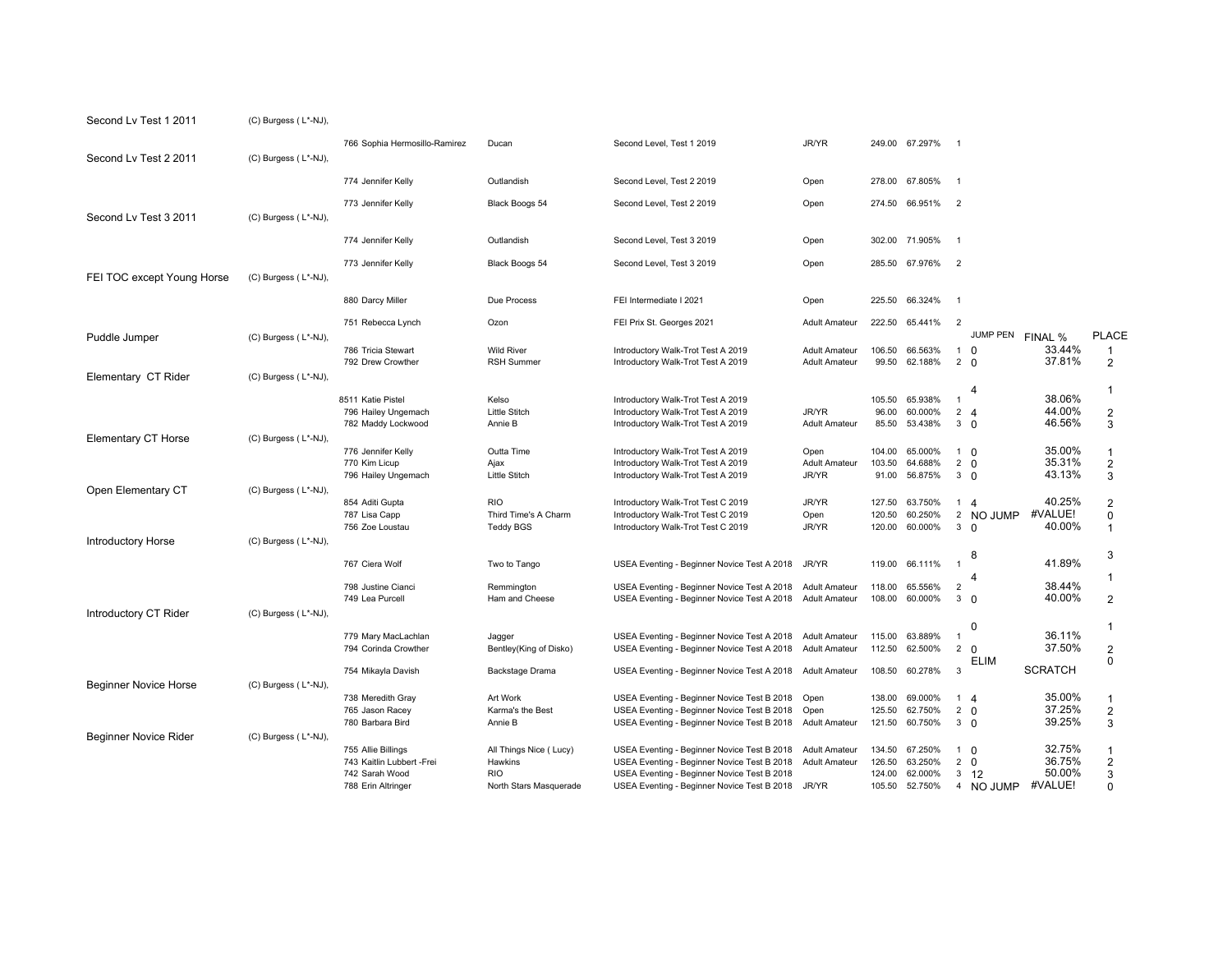| Class | Judge | No. | Rider | Horse | Test | Division | Score | % | Place | JUMP PEN | FINAL % | PLACE |
|---|---|---|---|---|---|---|---|---|---|---|---|---|
| Second Lv Test 1 2011 | (C) Burgess ( L*-NJ), | | | | | | | | | | | |
| | | 766 | Sophia Hermosillo-Ramirez | Ducan | Second Level, Test 1 2019 | JR/YR | 249.00 | 67.297% | 1 | | | |
| Second Lv Test 2 2011 | (C) Burgess ( L*-NJ), | | | | | | | | | | | |
| | | 774 | Jennifer Kelly | Outlandish | Second Level, Test 2 2019 | Open | 278.00 | 67.805% | 1 | | | |
| | | 773 | Jennifer Kelly | Black Boogs 54 | Second Level, Test 2 2019 | Open | 274.50 | 66.951% | 2 | | | |
| Second Lv Test 3 2011 | (C) Burgess ( L*-NJ), | | | | | | | | | | | |
| | | 774 | Jennifer Kelly | Outlandish | Second Level, Test 3 2019 | Open | 302.00 | 71.905% | 1 | | | |
| | | 773 | Jennifer Kelly | Black Boogs 54 | Second Level, Test 3 2019 | Open | 285.50 | 67.976% | 2 | | | |
| FEI TOC except Young Horse | (C) Burgess ( L*-NJ), | | | | | | | | | | | |
| | | 880 | Darcy Miller | Due Process | FEI Intermediate I 2021 | Open | 225.50 | 66.324% | 1 | | | |
| | | 751 | Rebecca Lynch | Ozon | FEI Prix St. Georges 2021 | Adult Amateur | 222.50 | 65.441% | 2 | | | |
| Puddle Jumper | (C) Burgess ( L*-NJ), | | | | | | | | | | | |
| | | 786 | Tricia Stewart | Wild River | Introductory Walk-Trot Test A 2019 | Adult Amateur | 106.50 | 66.563% | 1 | 0 | 33.44% | 1 |
| | | 792 | Drew Crowther | RSH Summer | Introductory Walk-Trot Test A 2019 | Adult Amateur | 99.50 | 62.188% | 2 | 0 | 37.81% | 2 |
| Elementary CT Rider | (C) Burgess ( L*-NJ), | | | | | | | | | | | |
| | | 8511 | Katie Pistel | Kelso | Introductory Walk-Trot Test A 2019 | | 105.50 | 65.938% | 1 | 4 | 38.06% | 1 |
| | | 796 | Hailey Ungemach | Little Stitch | Introductory Walk-Trot Test A 2019 | JR/YR | 96.00 | 60.000% | 2 | 4 | 44.00% | 2 |
| | | 782 | Maddy Lockwood | Annie B | Introductory Walk-Trot Test A 2019 | Adult Amateur | 85.50 | 53.438% | 3 | 0 | 46.56% | 3 |
| Elementary CT Horse | (C) Burgess ( L*-NJ), | | | | | | | | | | | |
| | | 776 | Jennifer Kelly | Outta Time | Introductory Walk-Trot Test A 2019 | Open | 104.00 | 65.000% | 1 | 0 | 35.00% | 1 |
| | | 770 | Kim Licup | Ajax | Introductory Walk-Trot Test A 2019 | Adult Amateur | 103.50 | 64.688% | 2 | 0 | 35.31% | 2 |
| | | 796 | Hailey Ungemach | Little Stitch | Introductory Walk-Trot Test A 2019 | JR/YR | 91.00 | 56.875% | 3 | 0 | 43.13% | 3 |
| Open Elementary CT | (C) Burgess ( L*-NJ), | | | | | | | | | | | |
| | | 854 | Aditi Gupta | RIO | Introductory Walk-Trot Test C 2019 | JR/YR | 127.50 | 63.750% | 1 | 4 | 40.25% | 2 |
| | | 787 | Lisa Capp | Third Time's A Charm | Introductory Walk-Trot Test C 2019 | Open | 120.50 | 60.250% | 2 | NO JUMP | #VALUE! | 0 |
| | | 756 | Zoe Loustau | Teddy BGS | Introductory Walk-Trot Test C 2019 | JR/YR | 120.00 | 60.000% | 3 | 0 | 40.00% | 1 |
| Introductory Horse | (C) Burgess ( L*-NJ), | | | | | | | | | | | |
| | | 767 | Ciera Wolf | Two to Tango | USEA Eventing - Beginner Novice Test A 2018 | JR/YR | 119.00 | 66.111% | 1 | 8 | 41.89% | 3 |
| | | 798 | Justine Cianci | Remmington | USEA Eventing - Beginner Novice Test A 2018 | Adult Amateur | 118.00 | 65.556% | 2 | 4 | 38.44% | 1 |
| | | 749 | Lea Purcell | Ham and Cheese | USEA Eventing - Beginner Novice Test A 2018 | Adult Amateur | 108.00 | 60.000% | 3 | 0 | 40.00% | 2 |
| Introductory CT Rider | (C) Burgess ( L*-NJ), | | | | | | | | | | | |
| | | 779 | Mary MacLachlan | Jagger | USEA Eventing - Beginner Novice Test A 2018 | Adult Amateur | 115.00 | 63.889% | 1 | 0 | 36.11% | 1 |
| | | 794 | Corinda Crowther | Bentley(King of Disko) | USEA Eventing - Beginner Novice Test A 2018 | Adult Amateur | 112.50 | 62.500% | 2 | 0 | 37.50% | 2 |
| | | 754 | Mikayla Davish | Backstage Drama | USEA Eventing - Beginner Novice Test A 2018 | Adult Amateur | 108.50 | 60.278% | 3 | ELIM | SCRATCH | 0 |
| Beginner Novice Horse | (C) Burgess ( L*-NJ), | | | | | | | | | | | |
| | | 738 | Meredith Gray | Art Work | USEA Eventing - Beginner Novice Test B 2018 | Open | 138.00 | 69.000% | 1 | 4 | 35.00% | 1 |
| | | 765 | Jason Racey | Karma's the Best | USEA Eventing - Beginner Novice Test B 2018 | Open | 125.50 | 62.750% | 2 | 0 | 37.25% | 2 |
| | | 780 | Barbara Bird | Annie B | USEA Eventing - Beginner Novice Test B 2018 | Adult Amateur | 121.50 | 60.750% | 3 | 0 | 39.25% | 3 |
| Beginner Novice Rider | (C) Burgess ( L*-NJ), | | | | | | | | | | | |
| | | 755 | Allie Billings | All Things Nice ( Lucy) | USEA Eventing - Beginner Novice Test B 2018 | Adult Amateur | 134.50 | 67.250% | 1 | 0 | 32.75% | 1 |
| | | 743 | Kaitlin Lubbert -Frei | Hawkins | USEA Eventing - Beginner Novice Test B 2018 | Adult Amateur | 126.50 | 63.250% | 2 | 0 | 36.75% | 2 |
| | | 742 | Sarah Wood | RIO | USEA Eventing - Beginner Novice Test B 2018 | | 124.00 | 62.000% | 3 | 12 | 50.00% | 3 |
| | | 788 | Erin Altringer | North Stars Masquerade | USEA Eventing - Beginner Novice Test B 2018 | JR/YR | 105.50 | 52.750% | 4 | NO JUMP | #VALUE! | 0 |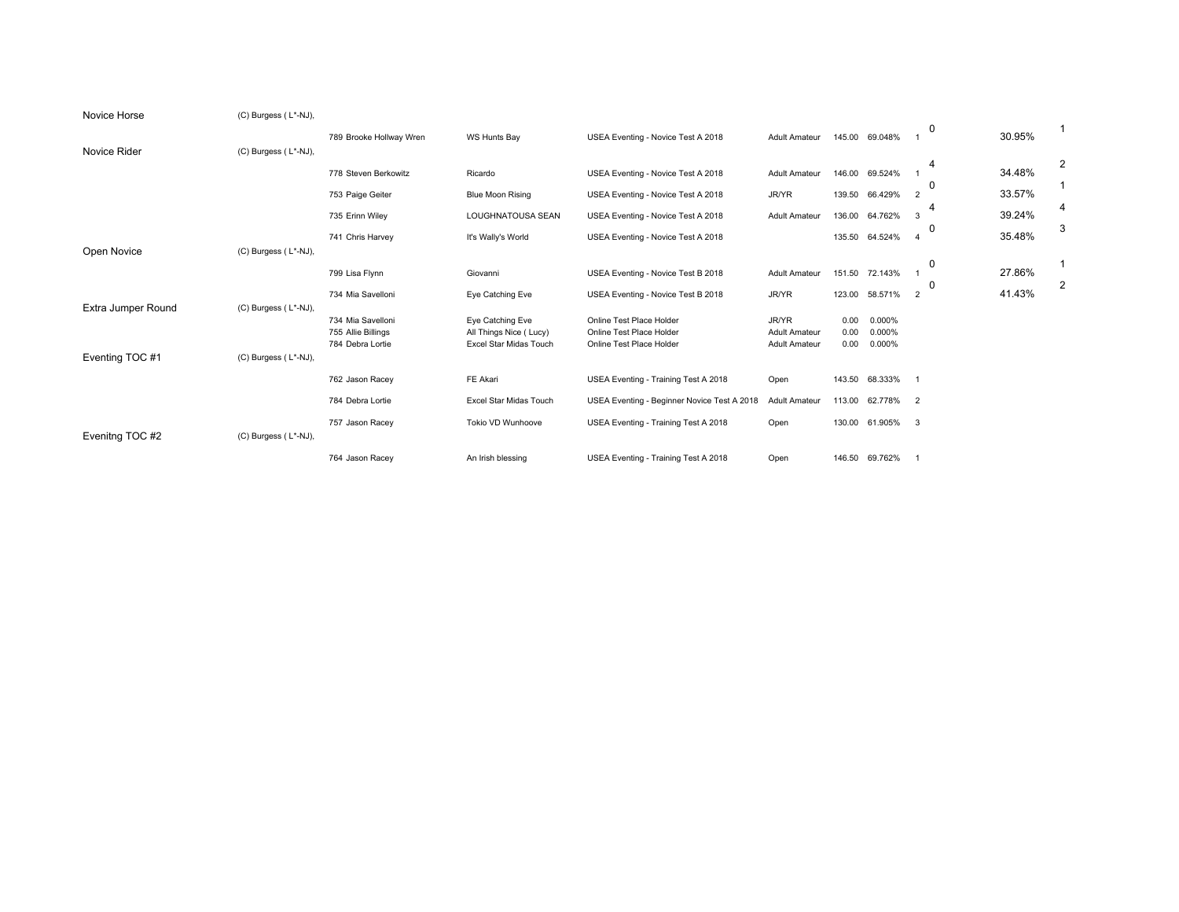| | | | | | | | | | | | |
|---|---|---|---|---|---|---|---|---|---|---|---|
| Novice Horse | (C) Burgess ( L*-NJ), | | | | | | | | | | |
| | | 789 Brooke Hollway Wren | WS Hunts Bay | USEA Eventing - Novice Test A 2018 | Adult Amateur | 145.00 | 69.048% | 1 | 0 | 30.95% | 1 |
| Novice Rider | (C) Burgess ( L*-NJ), | | | | | | | | | | |
| | | 778 Steven Berkowitz | Ricardo | USEA Eventing - Novice Test A 2018 | Adult Amateur | 146.00 | 69.524% | 1 | 4 | 34.48% | 2 |
| | | 753 Paige Geiter | Blue Moon Rising | USEA Eventing - Novice Test A 2018 | JR/YR | 139.50 | 66.429% | 2 | 0 | 33.57% | 1 |
| | | 735 Erinn Wiley | LOUGHNATOUSA SEAN | USEA Eventing - Novice Test A 2018 | Adult Amateur | 136.00 | 64.762% | 3 | 4 | 39.24% | 4 |
| | | 741 Chris Harvey | It's Wally's World | USEA Eventing - Novice Test A 2018 | | 135.50 | 64.524% | 4 | 0 | 35.48% | 3 |
| Open Novice | (C) Burgess ( L*-NJ), | | | | | | | | | | |
| | | 799 Lisa Flynn | Giovanni | USEA Eventing - Novice Test B 2018 | Adult Amateur | 151.50 | 72.143% | 1 | 0 | 27.86% | 1 |
| | | 734 Mia Savelloni | Eye Catching Eve | USEA Eventing - Novice Test B 2018 | JR/YR | 123.00 | 58.571% | 2 | 0 | 41.43% | 2 |
| Extra Jumper Round | (C) Burgess ( L*-NJ), | | | | | | | | | | |
| | | 734 Mia Savelloni | Eye Catching Eve | Online Test Place Holder | JR/YR | 0.00 | 0.000% | | | | |
| | | 755 Allie Billings | All Things Nice ( Lucy) | Online Test Place Holder | Adult Amateur | 0.00 | 0.000% | | | | |
| | | 784 Debra Lortie | Excel Star Midas Touch | Online Test Place Holder | Adult Amateur | 0.00 | 0.000% | | | | |
| Eventing TOC #1 | (C) Burgess ( L*-NJ), | | | | | | | | | | |
| | | 762 Jason Racey | FE Akari | USEA Eventing - Training Test A 2018 | Open | 143.50 | 68.333% | 1 | | | |
| | | 784 Debra Lortie | Excel Star Midas Touch | USEA Eventing - Beginner Novice Test A 2018 | Adult Amateur | 113.00 | 62.778% | 2 | | | |
| | | 757 Jason Racey | Tokio VD Wunhoove | USEA Eventing - Training Test A 2018 | Open | 130.00 | 61.905% | 3 | | | |
| Evenitng TOC #2 | (C) Burgess ( L*-NJ), | | | | | | | | | | |
| | | 764 Jason Racey | An Irish blessing | USEA Eventing - Training Test A 2018 | Open | 146.50 | 69.762% | 1 | | | |